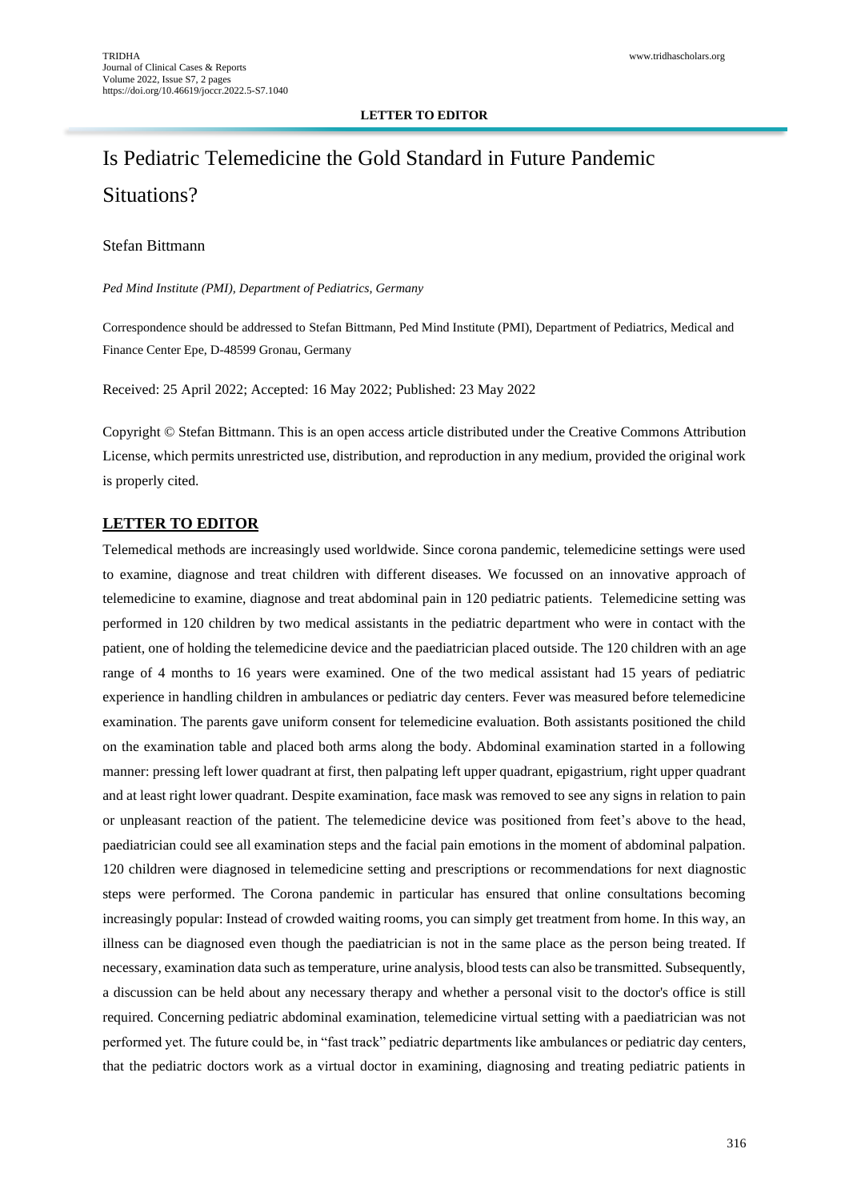LETTER TO EDITOR

# Is Pediatric Telemedicine the Gold Standard in Future Pandemic Situations?

Stefan Bittmann

*Ped Mind Institute (PMI), Department of Pediatrics, Germany*

Correspondence should be addressed to Stefan Bittmann, Ped Mind Institute (PMI), Department of Pediatrics, Medical and Finance Center Epe, D-48599 Gronau, Germany

Received: 25 April 2022; Accepted: 16 May 2022; Published: 23 May 2022

Copyright © Stefan Bittmann. This is an open access article distributed under the Creative Commons Attribution License, which permits unrestricted use, distribution, and reproduction in any medium, provided the original work is properly cited.

## LETTER TO EDITOR

Telemedical methods are increasingly used worldwide. Since corona pandemic, telemedicine settings were used to examine, diagnose and treat children with different diseases. We focussed on an innovative approach of telemedicine to examine, diagnose and treat abdominal pain in 120 pediatric patients. Telemedicine setting was performed in 120 children by two medical assistants in the pediatric department who were in contact with the patient, one of holding the telemedicine device and the paediatrician placed outside. The 120 children with an age range of 4 months to 16 years were examined. One of the two medical assistant had 15 years of pediatric experience in handling children in ambulances or pediatric day centers. Fever was measured before telemedicine examination. The parents gave uniform consent for telemedicine evaluation. Both assistants positioned the child on the examination table and placed both arms along the body. Abdominal examination started in a following manner: pressing left lower quadrant at first, then palpating left upper quadrant, epigastrium, right upper quadrant and at least right lower quadrant. Despite examination, face mask was removed to see any signs in relation to pain or unpleasant reaction of the patient. The telemedicine device was positioned from feet's above to the head, paediatrician could see all examination steps and the facial pain emotions in the moment of abdominal palpation. 120 children were diagnosed in telemedicine setting and prescriptions or recommendations for next diagnostic steps were performed. The Corona pandemic in particular has ensured that online consultations becoming increasingly popular: Instead of crowded waiting rooms, you can simply get treatment from home. In this way, an illness can be diagnosed even though the paediatrician is not in the same place as the person being treated. If necessary, examination data such as temperature, urine analysis, blood tests can also be transmitted. Subsequently, a discussion can be held about any necessary therapy and whether a personal visit to the doctor's office is still required. Concerning pediatric abdominal examination, telemedicine virtual setting with a paediatrician was not performed yet. The future could be, in "fast track" pediatric departments like ambulances or pediatric day centers, that the pediatric doctors work as a virtual doctor in examining, diagnosing and treating pediatric patients in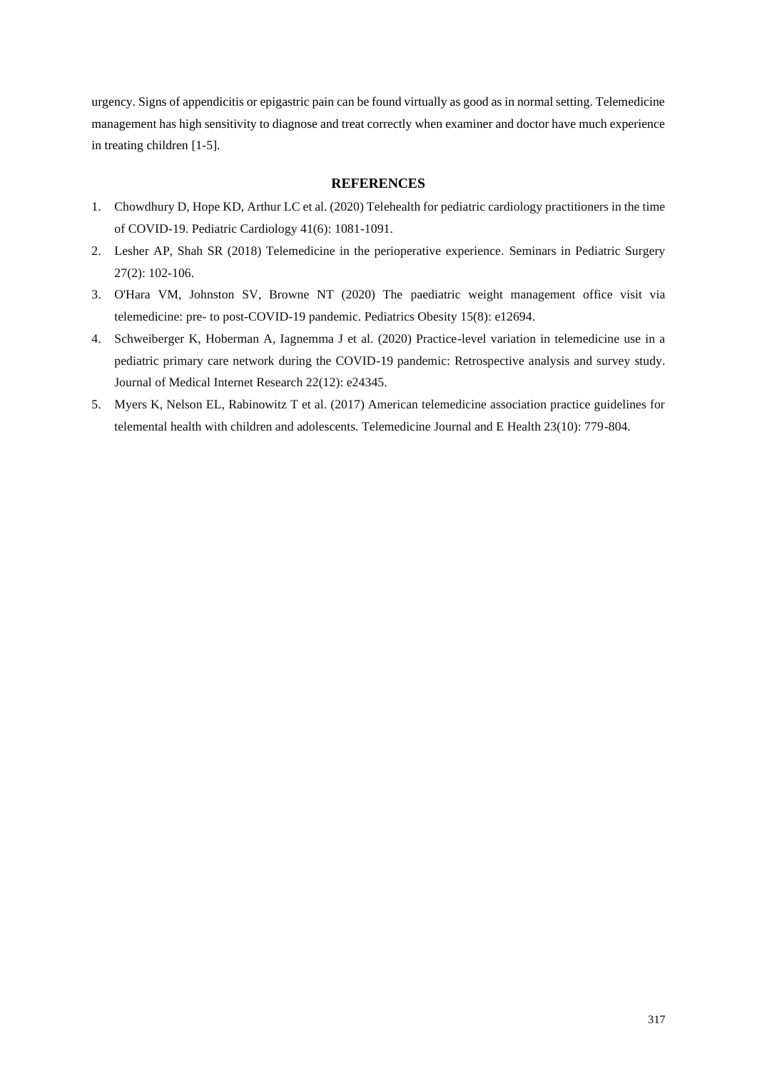urgency. Signs of appendicitis or epigastric pain can be found virtually as good as in normal setting. Telemedicine management has high sensitivity to diagnose and treat correctly when examiner and doctor have much experience in treating children [1-5].

## REFERENCES

1. Chowdhury D, Hope KD, Arthur LC et al. (2020) Telehealth for pediatric cardiology practitioners in the time of COVID-19. Pediatric Cardiology 41(6): 1081-1091.
2. Lesher AP, Shah SR (2018) Telemedicine in the perioperative experience. Seminars in Pediatric Surgery 27(2): 102-106.
3. O'Hara VM, Johnston SV, Browne NT (2020) The paediatric weight management office visit via telemedicine: pre- to post-COVID-19 pandemic. Pediatrics Obesity 15(8): e12694.
4. Schweiberger K, Hoberman A, Iagnemma J et al. (2020) Practice-level variation in telemedicine use in a pediatric primary care network during the COVID-19 pandemic: Retrospective analysis and survey study. Journal of Medical Internet Research 22(12): e24345.
5. Myers K, Nelson EL, Rabinowitz T et al. (2017) American telemedicine association practice guidelines for telemental health with children and adolescents. Telemedicine Journal and E Health 23(10): 779-804.